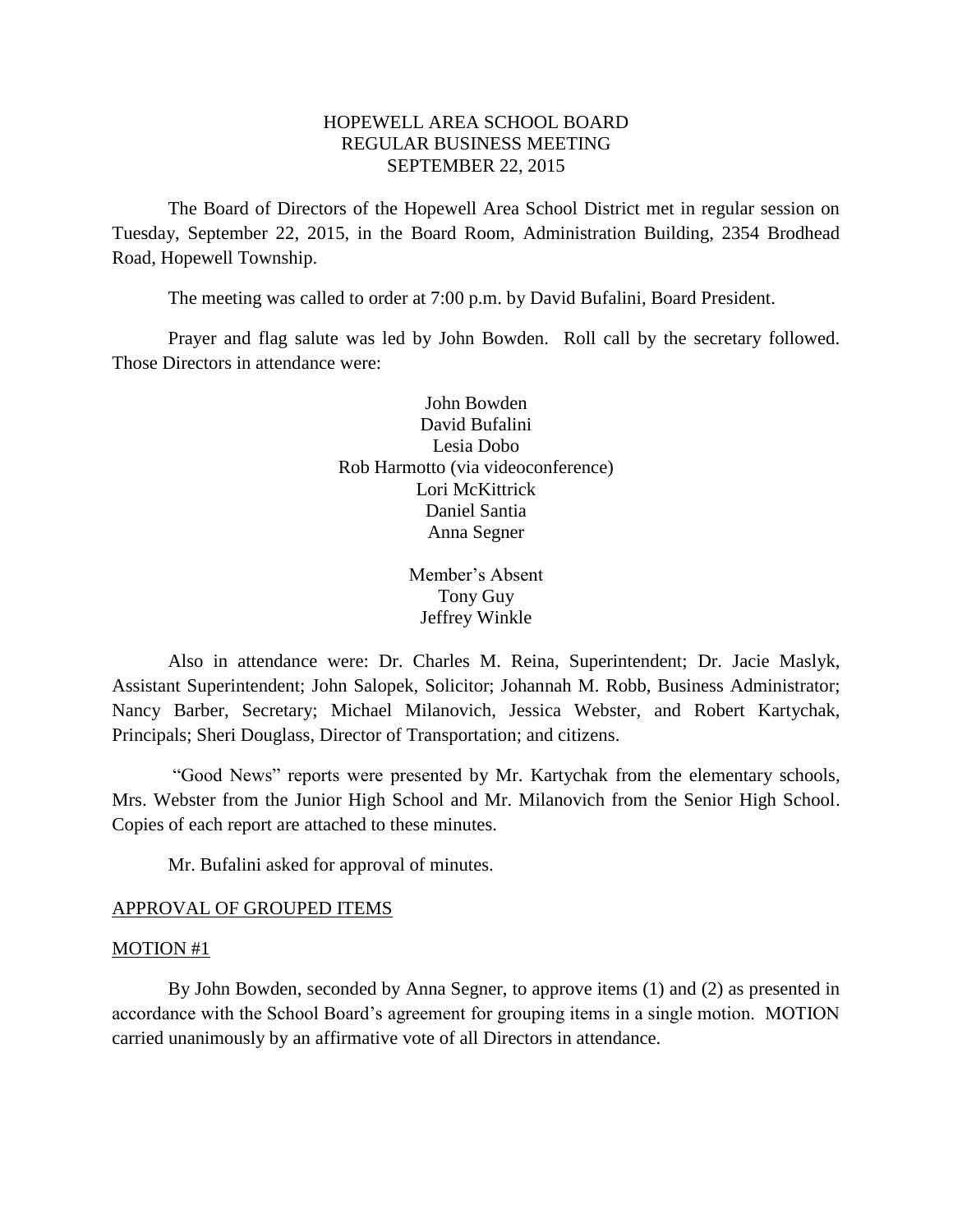# HOPEWELL AREA SCHOOL BOARD
## REGULAR BUSINESS MEETING
## SEPTEMBER 22, 2015

The Board of Directors of the Hopewell Area School District met in regular session on Tuesday, September 22, 2015, in the Board Room, Administration Building, 2354 Brodhead Road, Hopewell Township.

The meeting was called to order at 7:00 p.m. by David Bufalini, Board President.

Prayer and flag salute was led by John Bowden. Roll call by the secretary followed. Those Directors in attendance were:

John Bowden
David Bufalini
Lesia Dobo
Rob Harmotto (via videoconference)
Lori McKittrick
Daniel Santia
Anna Segner

Member's Absent
Tony Guy
Jeffrey Winkle

Also in attendance were: Dr. Charles M. Reina, Superintendent; Dr. Jacie Maslyk, Assistant Superintendent; John Salopek, Solicitor; Johannah M. Robb, Business Administrator; Nancy Barber, Secretary; Michael Milanovich, Jessica Webster, and Robert Kartychak, Principals; Sheri Douglass, Director of Transportation; and citizens.

"Good News" reports were presented by Mr. Kartychak from the elementary schools, Mrs. Webster from the Junior High School and Mr. Milanovich from the Senior High School. Copies of each report are attached to these minutes.

Mr. Bufalini asked for approval of minutes.

APPROVAL OF GROUPED ITEMS

MOTION #1

By John Bowden, seconded by Anna Segner, to approve items (1) and (2) as presented in accordance with the School Board's agreement for grouping items in a single motion. MOTION carried unanimously by an affirmative vote of all Directors in attendance.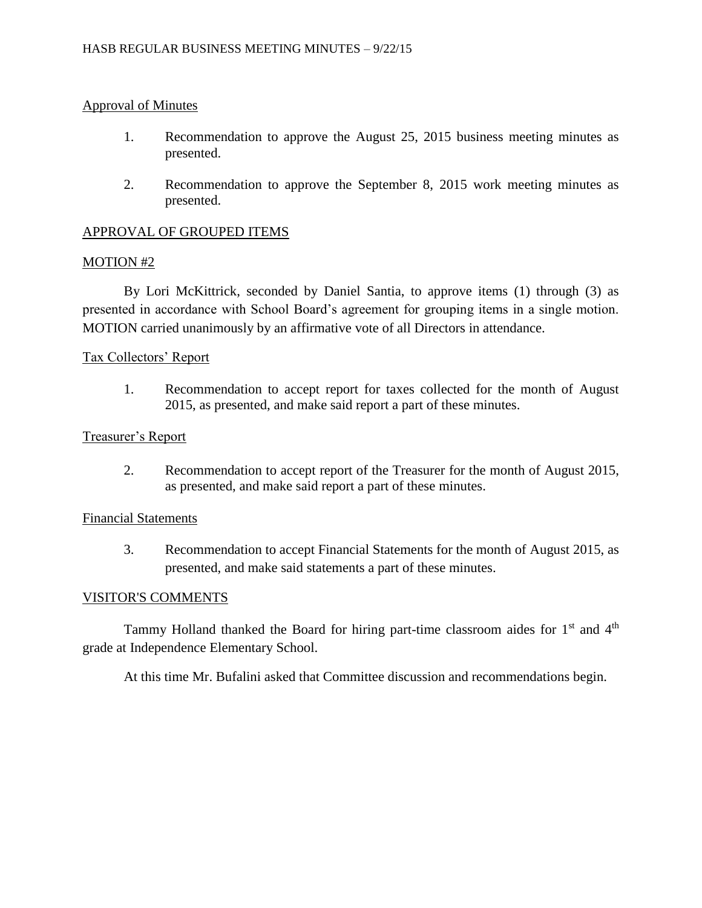Approval of Minutes

1. Recommendation to approve the August 25, 2015 business meeting minutes as presented.

2. Recommendation to approve the September 8, 2015 work meeting minutes as presented.

APPROVAL OF GROUPED ITEMS

MOTION #2

By Lori McKittrick, seconded by Daniel Santia, to approve items (1) through (3) as presented in accordance with School Board's agreement for grouping items in a single motion. MOTION carried unanimously by an affirmative vote of all Directors in attendance.

Tax Collectors' Report

1. Recommendation to accept report for taxes collected for the month of August 2015, as presented, and make said report a part of these minutes.

Treasurer's Report

2. Recommendation to accept report of the Treasurer for the month of August 2015, as presented, and make said report a part of these minutes.

Financial Statements

3. Recommendation to accept Financial Statements for the month of August 2015, as presented, and make said statements a part of these minutes.

VISITOR'S COMMENTS

Tammy Holland thanked the Board for hiring part-time classroom aides for 1st and 4th grade at Independence Elementary School.

At this time Mr. Bufalini asked that Committee discussion and recommendations begin.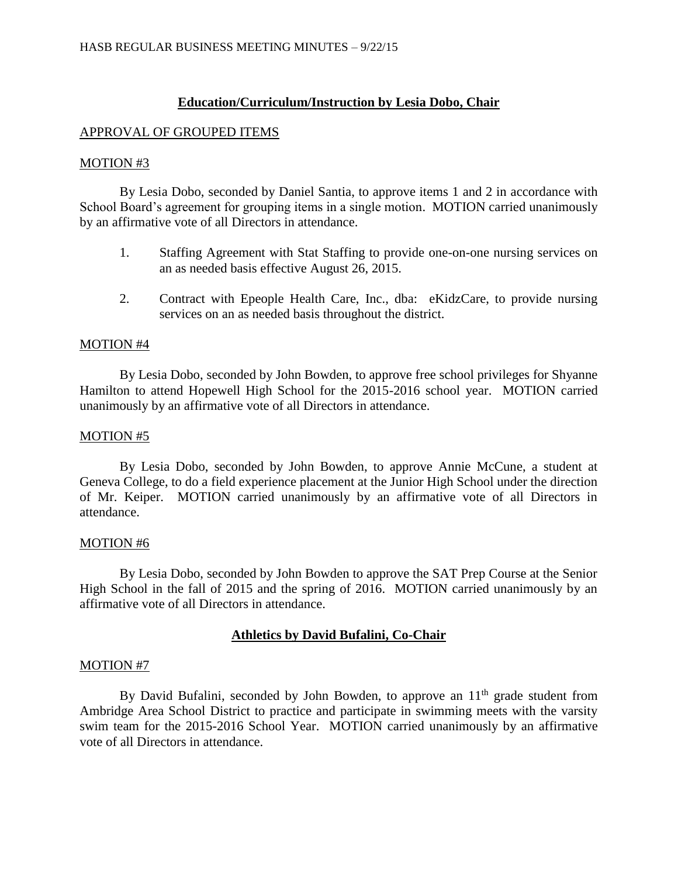## **Education/Curriculum/Instruction by Lesia Dobo, Chair**

APPROVAL OF GROUPED ITEMS

MOTION #3

By Lesia Dobo, seconded by Daniel Santia, to approve items 1 and 2 in accordance with School Board's agreement for grouping items in a single motion. MOTION carried unanimously by an affirmative vote of all Directors in attendance.

1. Staffing Agreement with Stat Staffing to provide one-on-one nursing services on an as needed basis effective August 26, 2015.

2. Contract with Epeople Health Care, Inc., dba: eKidzCare, to provide nursing services on an as needed basis throughout the district.

MOTION #4

By Lesia Dobo, seconded by John Bowden, to approve free school privileges for Shyanne Hamilton to attend Hopewell High School for the 2015-2016 school year. MOTION carried unanimously by an affirmative vote of all Directors in attendance.

MOTION #5

By Lesia Dobo, seconded by John Bowden, to approve Annie McCune, a student at Geneva College, to do a field experience placement at the Junior High School under the direction of Mr. Keiper. MOTION carried unanimously by an affirmative vote of all Directors in attendance.

MOTION #6

By Lesia Dobo, seconded by John Bowden to approve the SAT Prep Course at the Senior High School in the fall of 2015 and the spring of 2016. MOTION carried unanimously by an affirmative vote of all Directors in attendance.

## **Athletics by David Bufalini, Co-Chair**

MOTION #7

By David Bufalini, seconded by John Bowden, to approve an 11th grade student from Ambridge Area School District to practice and participate in swimming meets with the varsity swim team for the 2015-2016 School Year. MOTION carried unanimously by an affirmative vote of all Directors in attendance.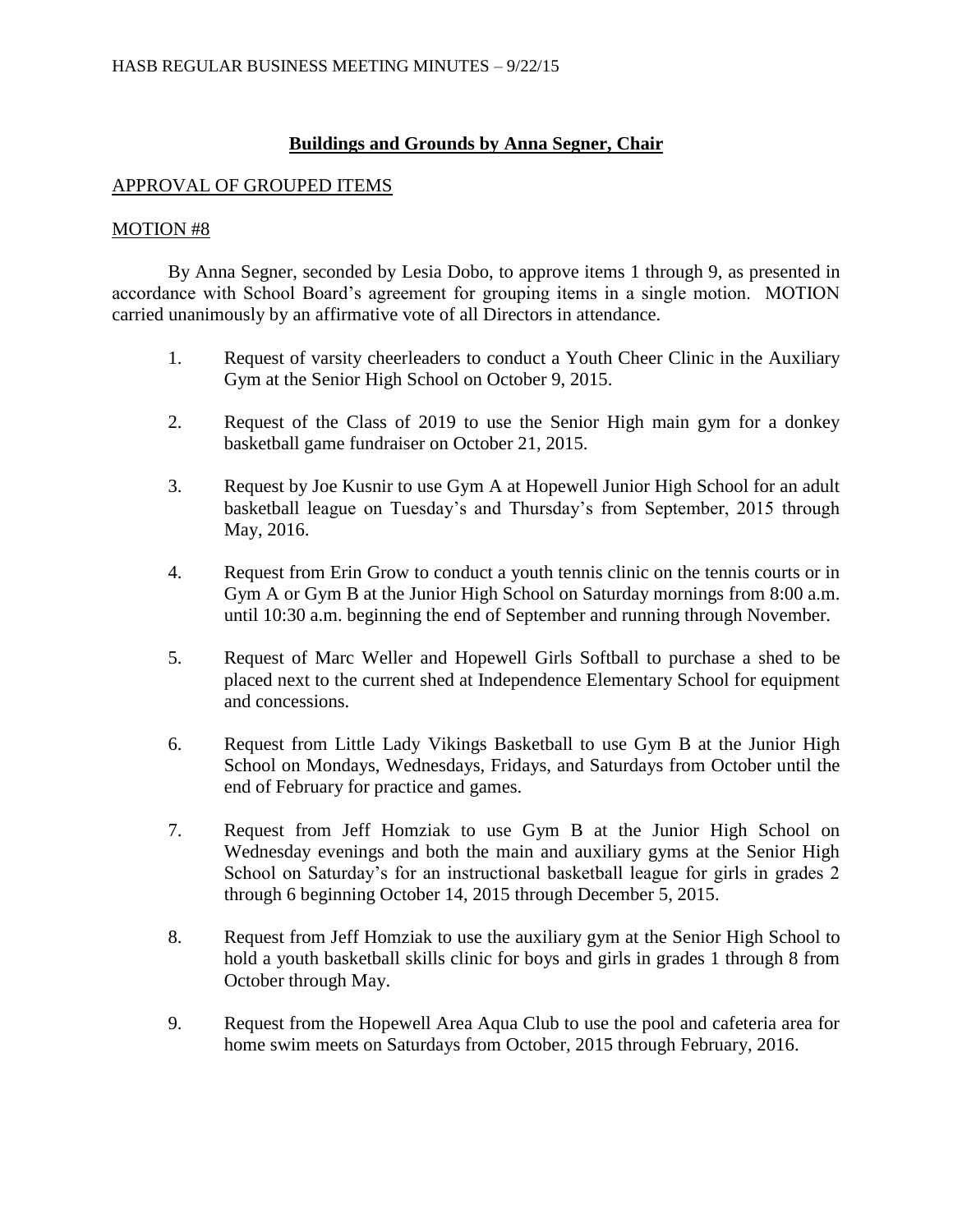## Buildings and Grounds by Anna Segner, Chair

APPROVAL OF GROUPED ITEMS

MOTION #8

By Anna Segner, seconded by Lesia Dobo, to approve items 1 through 9, as presented in accordance with School Board's agreement for grouping items in a single motion. MOTION carried unanimously by an affirmative vote of all Directors in attendance.

1. Request of varsity cheerleaders to conduct a Youth Cheer Clinic in the Auxiliary Gym at the Senior High School on October 9, 2015.

2. Request of the Class of 2019 to use the Senior High main gym for a donkey basketball game fundraiser on October 21, 2015.

3. Request by Joe Kusnir to use Gym A at Hopewell Junior High School for an adult basketball league on Tuesday's and Thursday's from September, 2015 through May, 2016.

4. Request from Erin Grow to conduct a youth tennis clinic on the tennis courts or in Gym A or Gym B at the Junior High School on Saturday mornings from 8:00 a.m. until 10:30 a.m. beginning the end of September and running through November.

5. Request of Marc Weller and Hopewell Girls Softball to purchase a shed to be placed next to the current shed at Independence Elementary School for equipment and concessions.

6. Request from Little Lady Vikings Basketball to use Gym B at the Junior High School on Mondays, Wednesdays, Fridays, and Saturdays from October until the end of February for practice and games.

7. Request from Jeff Homziak to use Gym B at the Junior High School on Wednesday evenings and both the main and auxiliary gyms at the Senior High School on Saturday's for an instructional basketball league for girls in grades 2 through 6 beginning October 14, 2015 through December 5, 2015.

8. Request from Jeff Homziak to use the auxiliary gym at the Senior High School to hold a youth basketball skills clinic for boys and girls in grades 1 through 8 from October through May.

9. Request from the Hopewell Area Aqua Club to use the pool and cafeteria area for home swim meets on Saturdays from October, 2015 through February, 2016.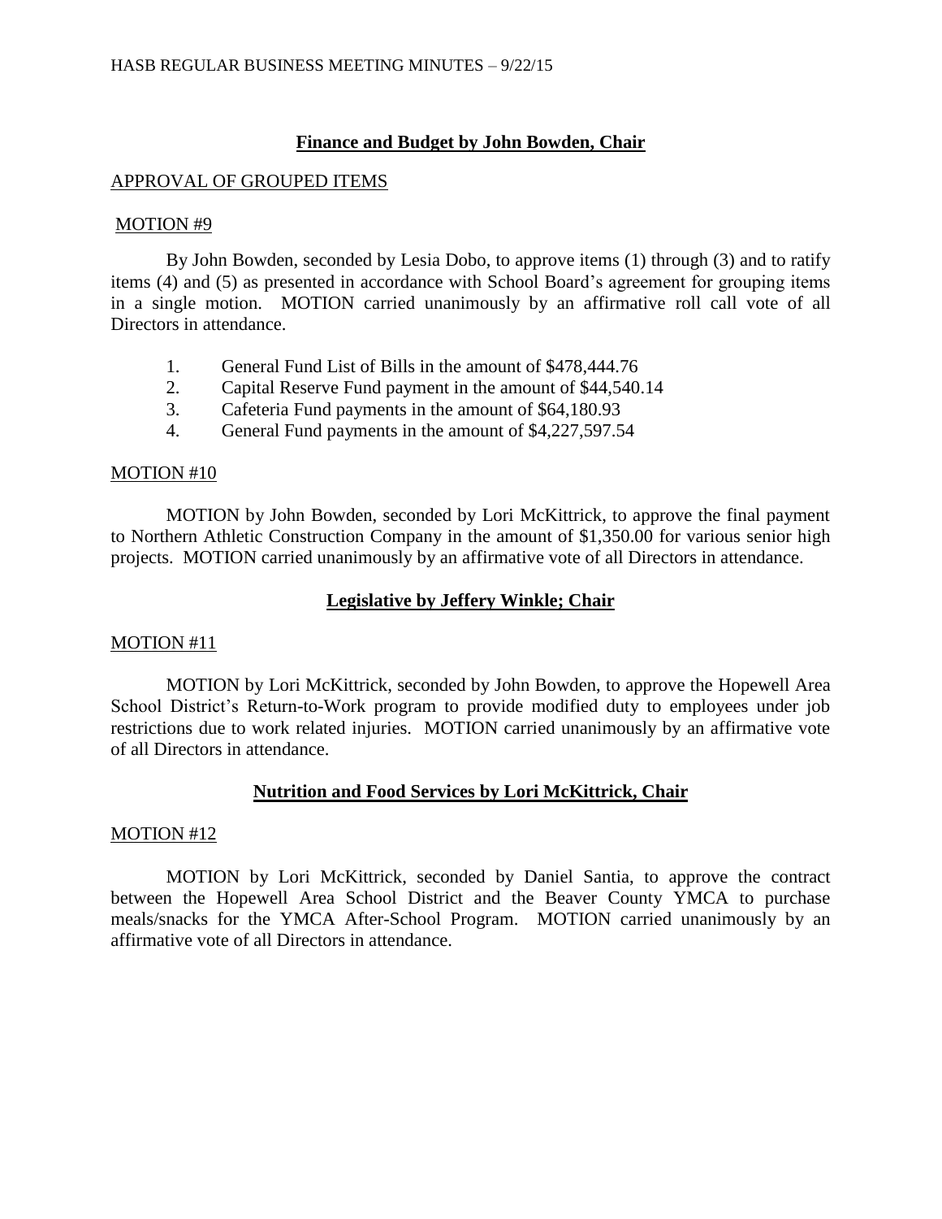## Finance and Budget by John Bowden, Chair

APPROVAL OF GROUPED ITEMS

MOTION #9

By John Bowden, seconded by Lesia Dobo, to approve items (1) through (3) and to ratify items (4) and (5) as presented in accordance with School Board's agreement for grouping items in a single motion. MOTION carried unanimously by an affirmative roll call vote of all Directors in attendance.

1. General Fund List of Bills in the amount of $478,444.76
2. Capital Reserve Fund payment in the amount of $44,540.14
3. Cafeteria Fund payments in the amount of $64,180.93
4. General Fund payments in the amount of $4,227,597.54

MOTION #10

MOTION by John Bowden, seconded by Lori McKittrick, to approve the final payment to Northern Athletic Construction Company in the amount of $1,350.00 for various senior high projects. MOTION carried unanimously by an affirmative vote of all Directors in attendance.

## Legislative by Jeffery Winkle; Chair

MOTION #11

MOTION by Lori McKittrick, seconded by John Bowden, to approve the Hopewell Area School District's Return-to-Work program to provide modified duty to employees under job restrictions due to work related injuries. MOTION carried unanimously by an affirmative vote of all Directors in attendance.

## Nutrition and Food Services by Lori McKittrick, Chair

MOTION #12

MOTION by Lori McKittrick, seconded by Daniel Santia, to approve the contract between the Hopewell Area School District and the Beaver County YMCA to purchase meals/snacks for the YMCA After-School Program. MOTION carried unanimously by an affirmative vote of all Directors in attendance.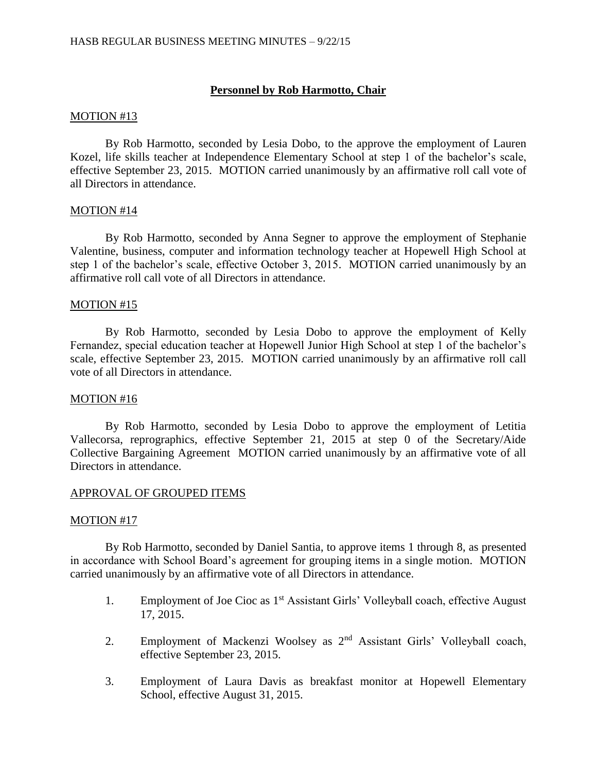## **Personnel by Rob Harmotto, Chair**

MOTION #13

By Rob Harmotto, seconded by Lesia Dobo, to the approve the employment of Lauren Kozel, life skills teacher at Independence Elementary School at step 1 of the bachelor's scale, effective September 23, 2015. MOTION carried unanimously by an affirmative roll call vote of all Directors in attendance.

MOTION #14

By Rob Harmotto, seconded by Anna Segner to approve the employment of Stephanie Valentine, business, computer and information technology teacher at Hopewell High School at step 1 of the bachelor's scale, effective October 3, 2015. MOTION carried unanimously by an affirmative roll call vote of all Directors in attendance.

MOTION #15

By Rob Harmotto, seconded by Lesia Dobo to approve the employment of Kelly Fernandez, special education teacher at Hopewell Junior High School at step 1 of the bachelor's scale, effective September 23, 2015. MOTION carried unanimously by an affirmative roll call vote of all Directors in attendance.

MOTION #16

By Rob Harmotto, seconded by Lesia Dobo to approve the employment of Letitia Vallecorsa, reprographics, effective September 21, 2015 at step 0 of the Secretary/Aide Collective Bargaining Agreement MOTION carried unanimously by an affirmative vote of all Directors in attendance.

APPROVAL OF GROUPED ITEMS

MOTION #17

By Rob Harmotto, seconded by Daniel Santia, to approve items 1 through 8, as presented in accordance with School Board's agreement for grouping items in a single motion. MOTION carried unanimously by an affirmative vote of all Directors in attendance.

1. Employment of Joe Cioc as 1st Assistant Girls' Volleyball coach, effective August 17, 2015.
2. Employment of Mackenzi Woolsey as 2nd Assistant Girls' Volleyball coach, effective September 23, 2015.
3. Employment of Laura Davis as breakfast monitor at Hopewell Elementary School, effective August 31, 2015.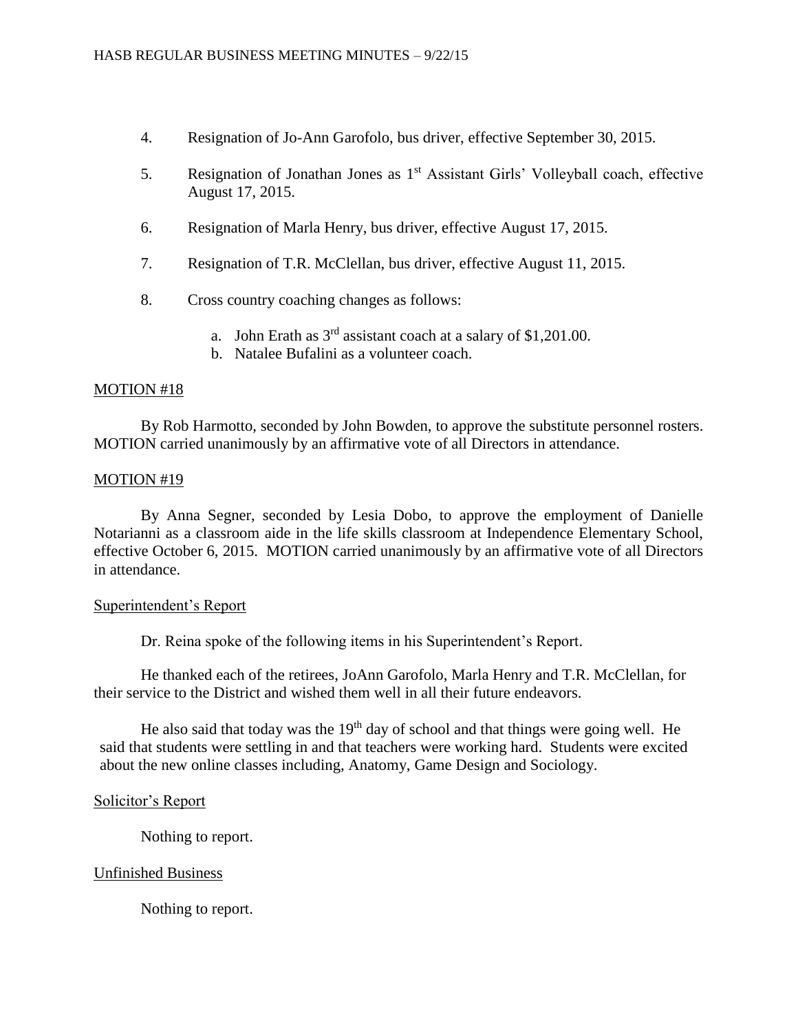4. Resignation of Jo-Ann Garofolo, bus driver, effective September 30, 2015.

5. Resignation of Jonathan Jones as 1st Assistant Girls' Volleyball coach, effective August 17, 2015.

6. Resignation of Marla Henry, bus driver, effective August 17, 2015.

7. Resignation of T.R. McClellan, bus driver, effective August 11, 2015.

8. Cross country coaching changes as follows:

   a. John Erath as 3rd assistant coach at a salary of $1,201.00.
   b. Natalee Bufalini as a volunteer coach.

MOTION #18

By Rob Harmotto, seconded by John Bowden, to approve the substitute personnel rosters. MOTION carried unanimously by an affirmative vote of all Directors in attendance.

MOTION #19

By Anna Segner, seconded by Lesia Dobo, to approve the employment of Danielle Notarianni as a classroom aide in the life skills classroom at Independence Elementary School, effective October 6, 2015. MOTION carried unanimously by an affirmative vote of all Directors in attendance.

Superintendent's Report

Dr. Reina spoke of the following items in his Superintendent's Report.

He thanked each of the retirees, JoAnn Garofolo, Marla Henry and T.R. McClellan, for their service to the District and wished them well in all their future endeavors.

He also said that today was the 19th day of school and that things were going well. He said that students were settling in and that teachers were working hard. Students were excited about the new online classes including, Anatomy, Game Design and Sociology.

Solicitor's Report

Nothing to report.

Unfinished Business

Nothing to report.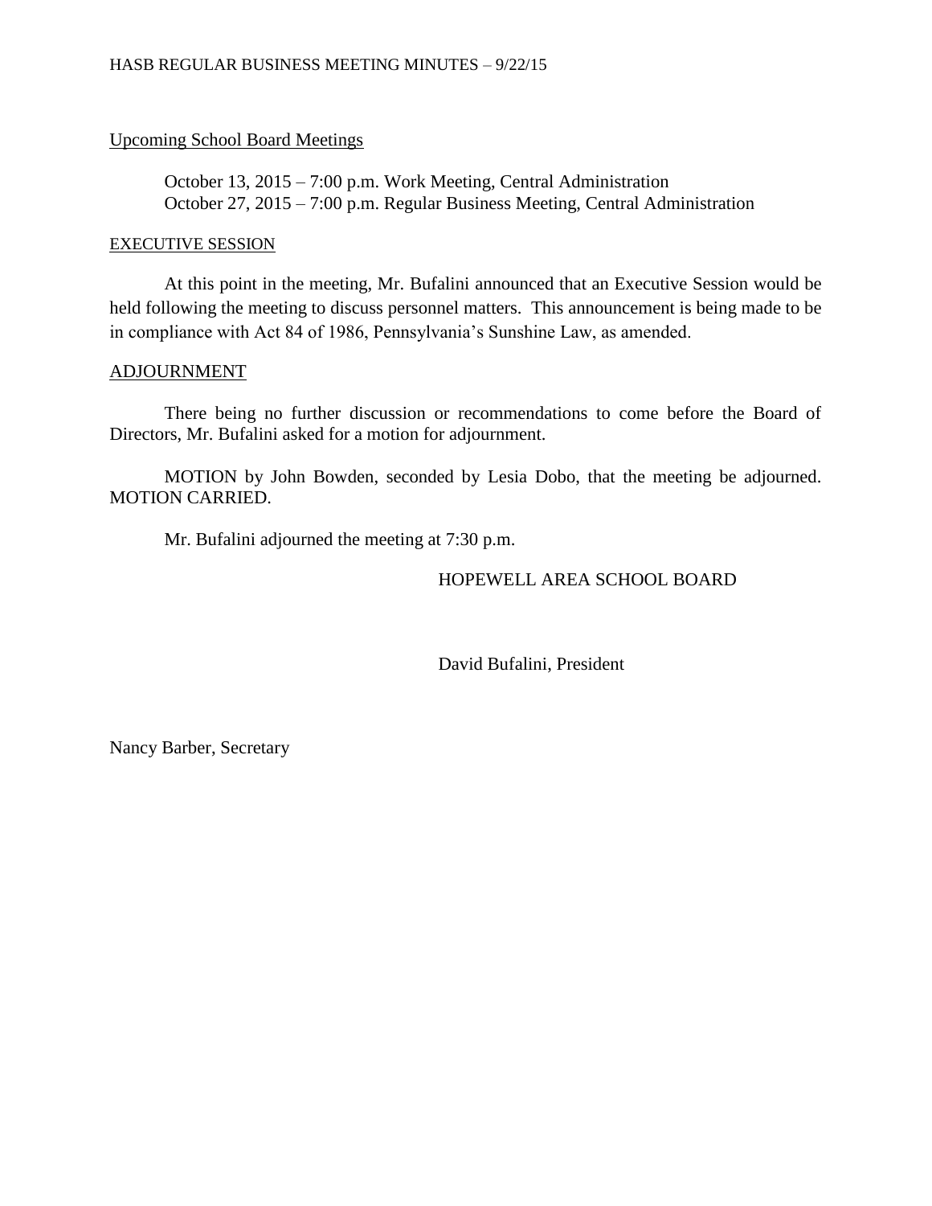Upcoming School Board Meetings

October 13, 2015 – 7:00 p.m. Work Meeting, Central Administration
October 27, 2015 – 7:00 p.m. Regular Business Meeting, Central Administration

EXECUTIVE SESSION

At this point in the meeting, Mr. Bufalini announced that an Executive Session would be held following the meeting to discuss personnel matters. This announcement is being made to be in compliance with Act 84 of 1986, Pennsylvania's Sunshine Law, as amended.

ADJOURNMENT

There being no further discussion or recommendations to come before the Board of Directors, Mr. Bufalini asked for a motion for adjournment.

MOTION by John Bowden, seconded by Lesia Dobo, that the meeting be adjourned. MOTION CARRIED.

Mr. Bufalini adjourned the meeting at 7:30 p.m.

HOPEWELL AREA SCHOOL BOARD

David Bufalini, President

Nancy Barber, Secretary